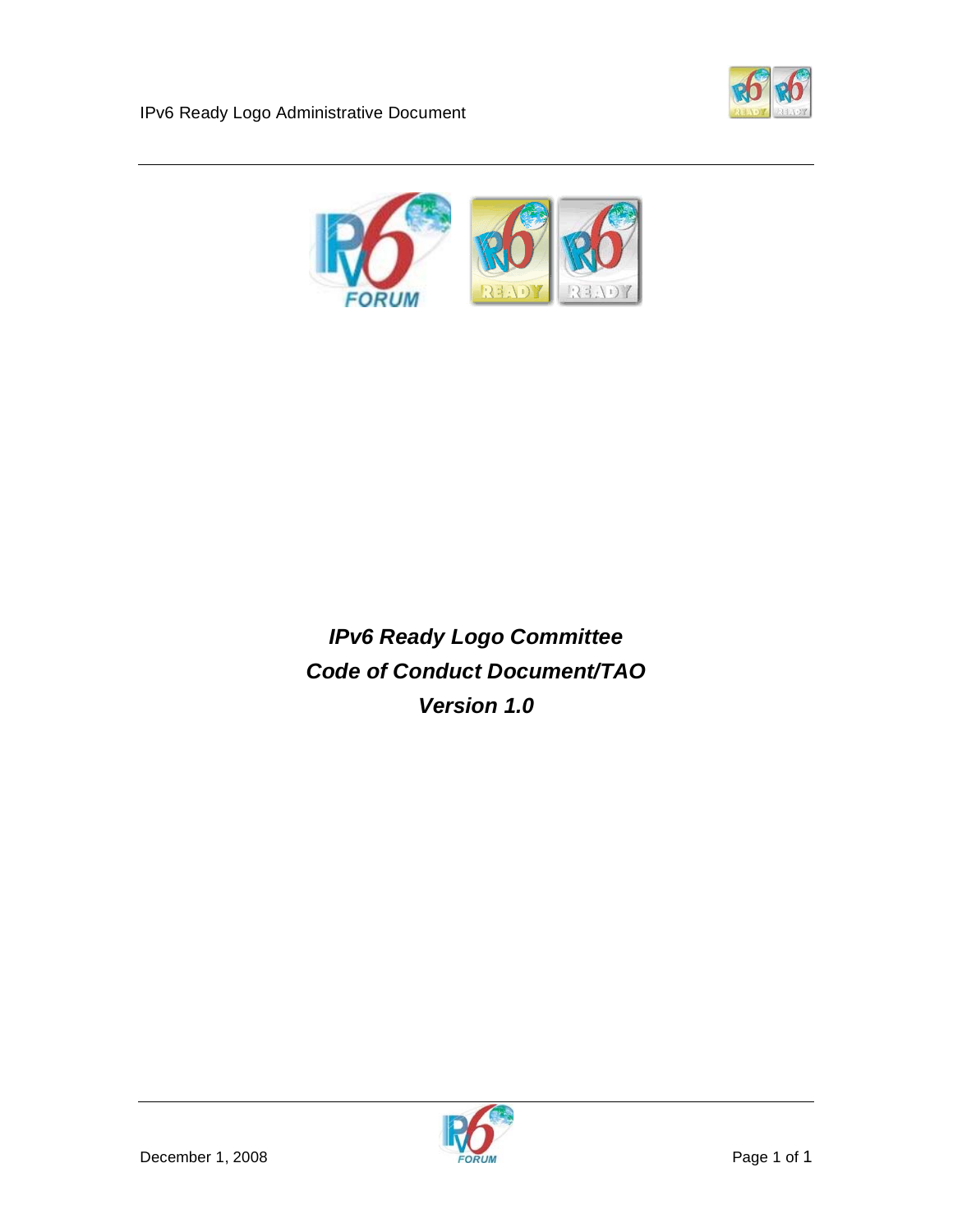***IPv6 Ready Logo Committee***

***Code of Conduct Document/TAO***

***Version 1.0***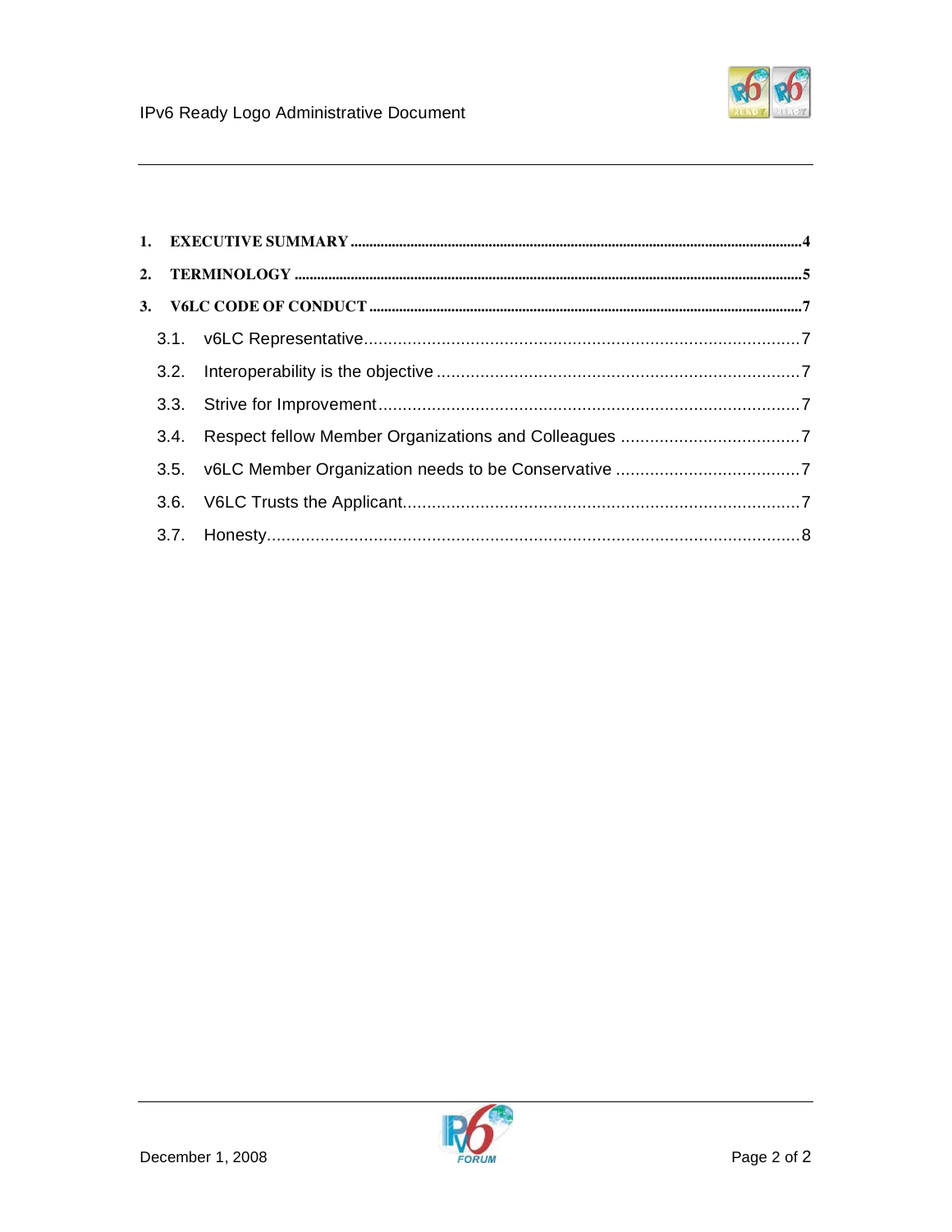1. EXECUTIVE SUMMARY ........................................................................................................................4
2. TERMINOLOGY ........................................................................................................................5
3. V6LC CODE OF CONDUCT ........................................................................................................................7
   - 3.1. v6LC Representative........................................................................................7
   - 3.2. Interoperability is the objective ..........................................................................7
   - 3.3. Strive for Improvement......................................................................................7
   - 3.4. Respect fellow Member Organizations and Colleagues .....................................7
   - 3.5. v6LC Member Organization needs to be Conservative .....................................7
   - 3.6. V6LC Trusts the Applicant.................................................................................7
   - 3.7. Honesty.............................................................................................................8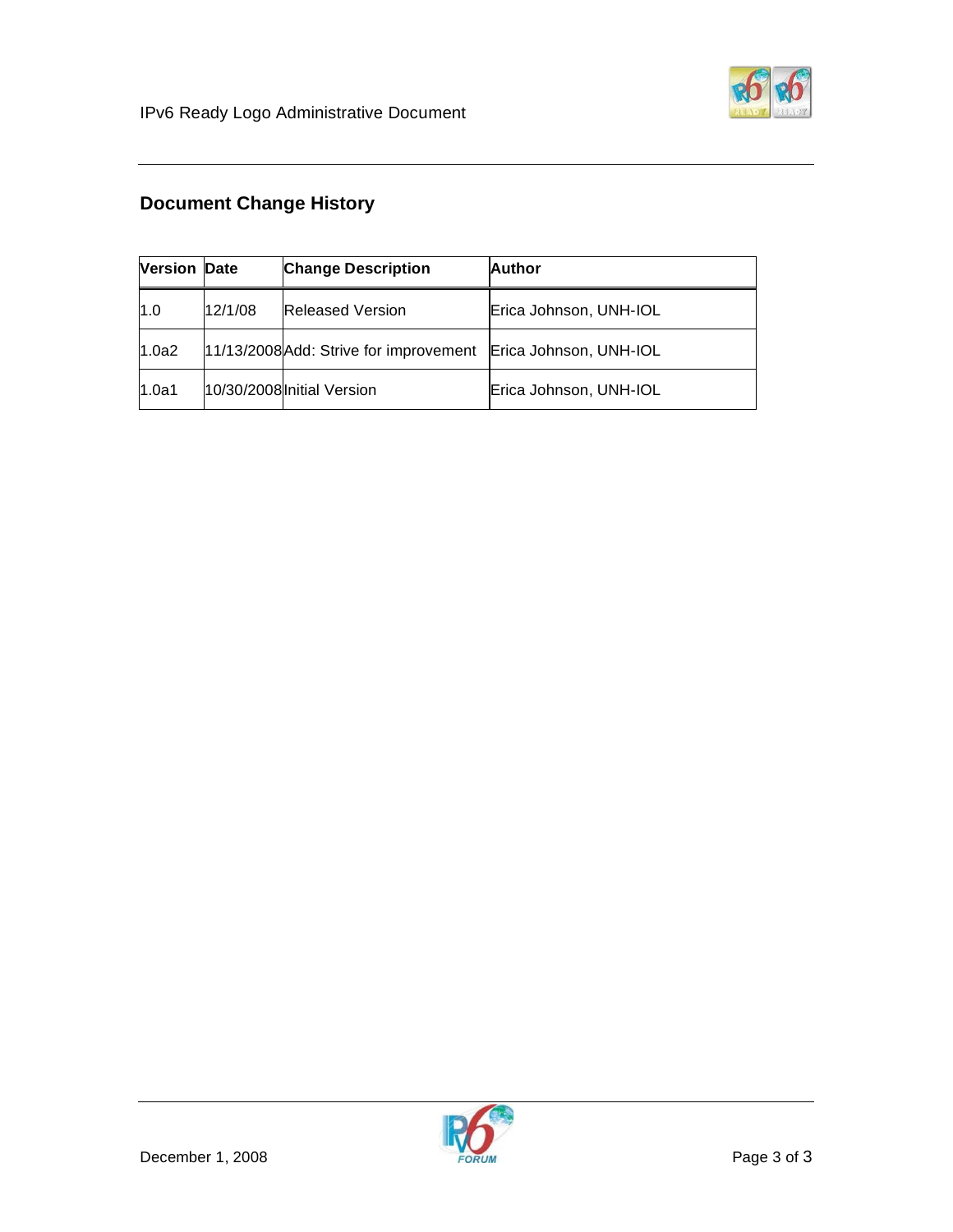## Document Change History

| Version | Date | Change Description | Author |
|---|---|---|---|
| 1.0 | 12/1/08 | Released Version | Erica Johnson, UNH-IOL |
| 1.0a2 | 11/13/2008 | Add: Strive for improvement | Erica Johnson, UNH-IOL |
| 1.0a1 | 10/30/2008 | Initial Version | Erica Johnson, UNH-IOL |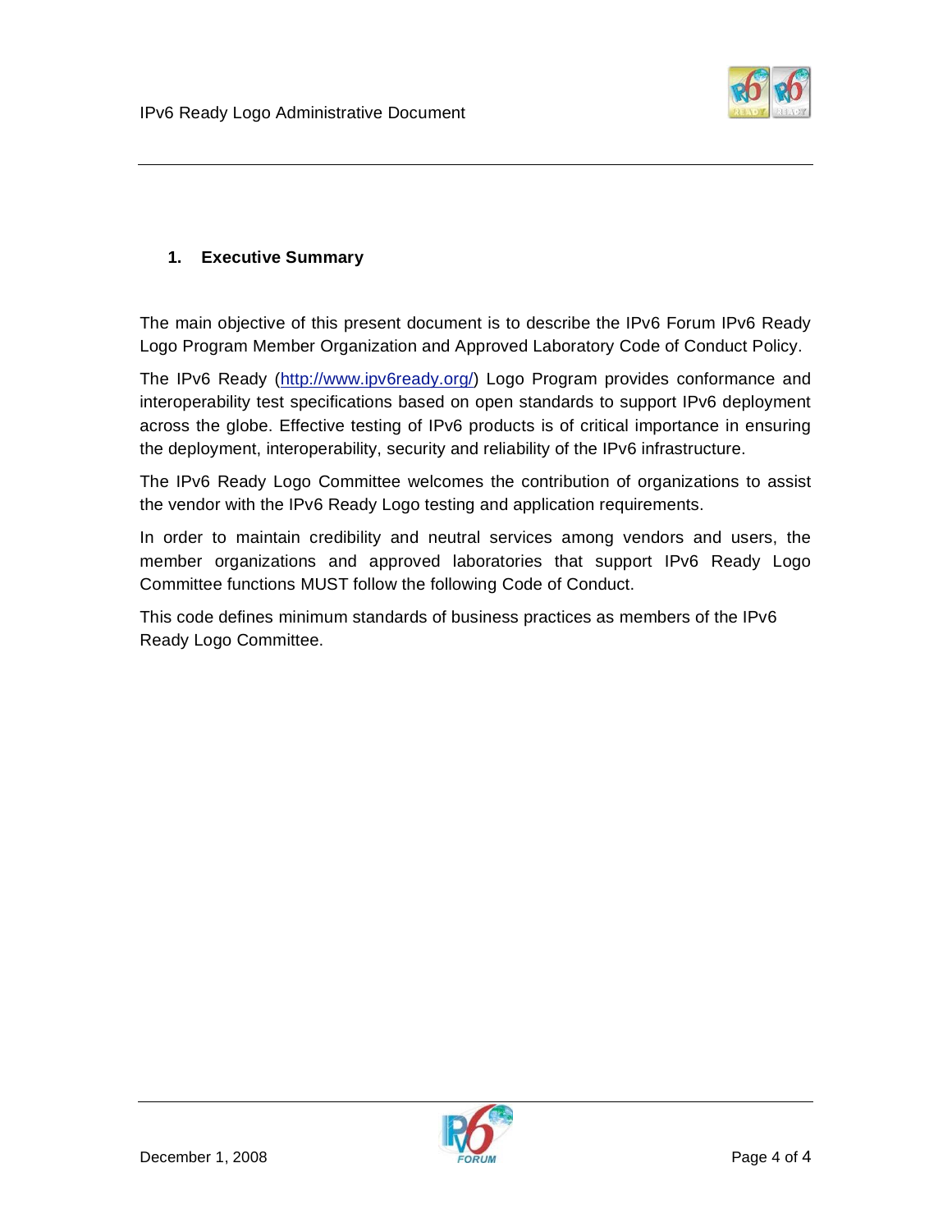## 1. Executive Summary

The main objective of this present document is to describe the IPv6 Forum IPv6 Ready Logo Program Member Organization and Approved Laboratory Code of Conduct Policy.

The IPv6 Ready (http://www.ipv6ready.org/) Logo Program provides conformance and interoperability test specifications based on open standards to support IPv6 deployment across the globe. Effective testing of IPv6 products is of critical importance in ensuring the deployment, interoperability, security and reliability of the IPv6 infrastructure.

The IPv6 Ready Logo Committee welcomes the contribution of organizations to assist the vendor with the IPv6 Ready Logo testing and application requirements.

In order to maintain credibility and neutral services among vendors and users, the member organizations and approved laboratories that support IPv6 Ready Logo Committee functions MUST follow the following Code of Conduct.

This code defines minimum standards of business practices as members of the IPv6 Ready Logo Committee.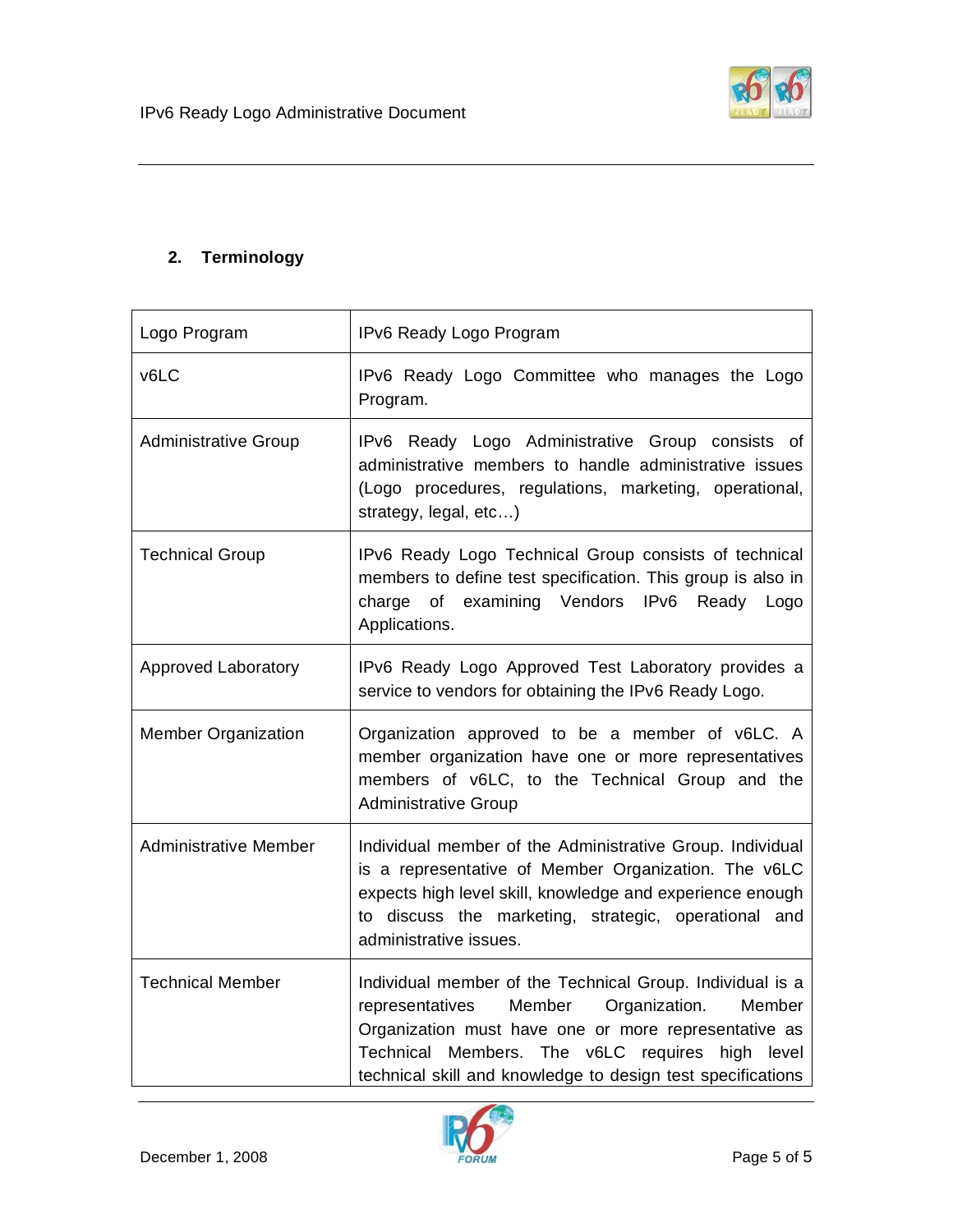## 2. Terminology

| Logo Program | IPv6 Ready Logo Program |
|---|---|
| v6LC | IPv6 Ready Logo Committee who manages the Logo Program. |
| Administrative Group | IPv6 Ready Logo Administrative Group consists of administrative members to handle administrative issues (Logo procedures, regulations, marketing, operational, strategy, legal, etc…) |
| Technical Group | IPv6 Ready Logo Technical Group consists of technical members to define test specification. This group is also in charge of examining Vendors IPv6 Ready Logo Applications. |
| Approved Laboratory | IPv6 Ready Logo Approved Test Laboratory provides a service to vendors for obtaining the IPv6 Ready Logo. |
| Member Organization | Organization approved to be a member of v6LC. A member organization have one or more representatives members of v6LC, to the Technical Group and the Administrative Group |
| Administrative Member | Individual member of the Administrative Group. Individual is a representative of Member Organization. The v6LC expects high level skill, knowledge and experience enough to discuss the marketing, strategic, operational and administrative issues. |
| Technical Member | Individual member of the Technical Group. Individual is a representatives Member Organization. Member Organization must have one or more representative as Technical Members. The v6LC requires high level technical skill and knowledge to design test specifications |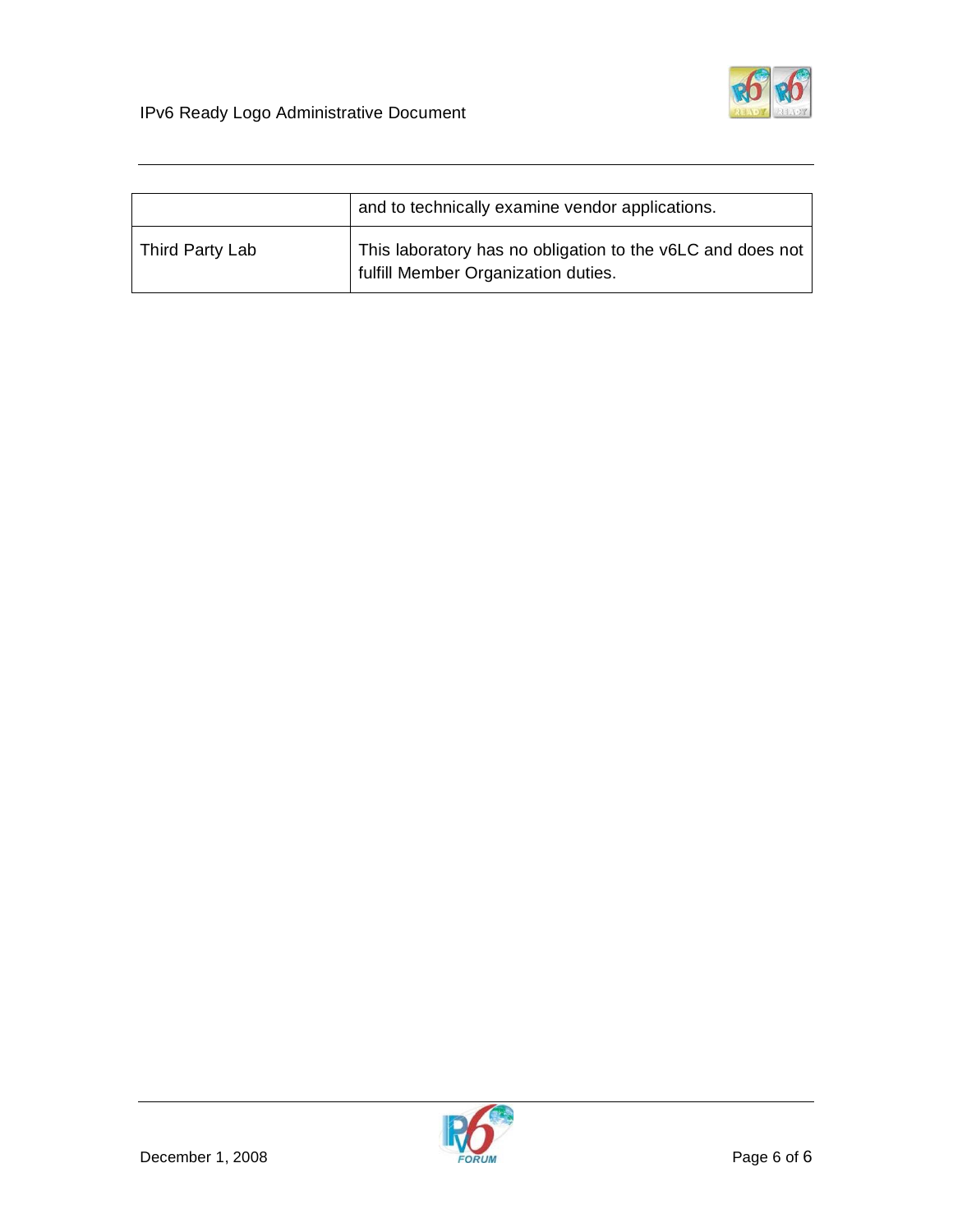| | |
|---|---|
| | and to technically examine vendor applications. |
| Third Party Lab | This laboratory has no obligation to the v6LC and does not fulfill Member Organization duties. |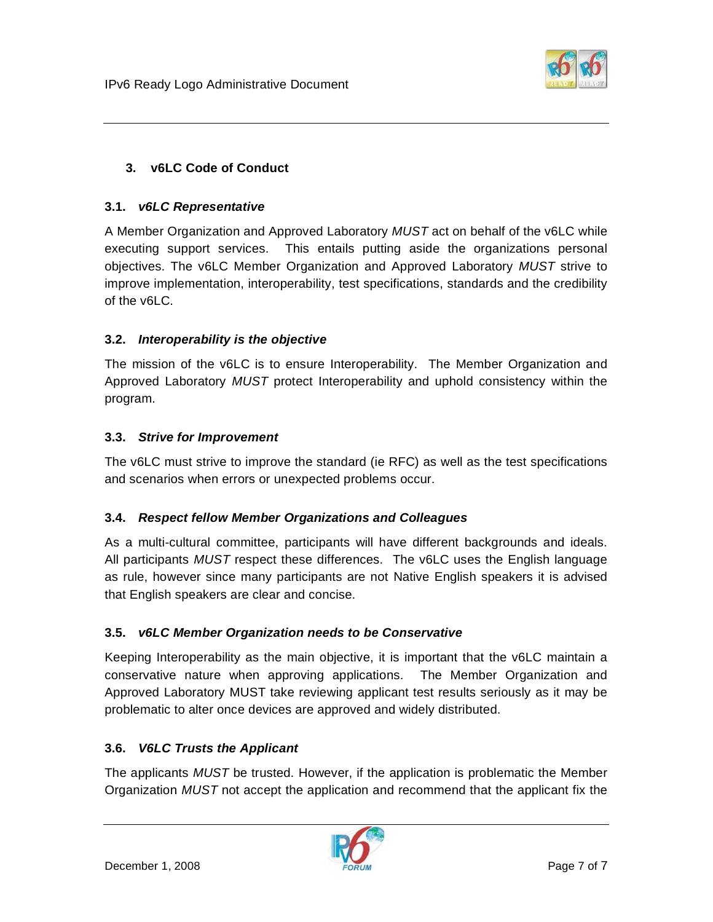## 3. v6LC Code of Conduct

### 3.1. *v6LC Representative*

A Member Organization and Approved Laboratory *MUST* act on behalf of the v6LC while executing support services. This entails putting aside the organizations personal objectives. The v6LC Member Organization and Approved Laboratory *MUST* strive to improve implementation, interoperability, test specifications, standards and the credibility of the v6LC.

### 3.2. *Interoperability is the objective*

The mission of the v6LC is to ensure Interoperability. The Member Organization and Approved Laboratory *MUST* protect Interoperability and uphold consistency within the program.

### 3.3. *Strive for Improvement*

The v6LC must strive to improve the standard (ie RFC) as well as the test specifications and scenarios when errors or unexpected problems occur.

### 3.4. *Respect fellow Member Organizations and Colleagues*

As a multi-cultural committee, participants will have different backgrounds and ideals. All participants *MUST* respect these differences. The v6LC uses the English language as rule, however since many participants are not Native English speakers it is advised that English speakers are clear and concise.

### 3.5. *v6LC Member Organization needs to be Conservative*

Keeping Interoperability as the main objective, it is important that the v6LC maintain a conservative nature when approving applications. The Member Organization and Approved Laboratory MUST take reviewing applicant test results seriously as it may be problematic to alter once devices are approved and widely distributed.

### 3.6. *V6LC Trusts the Applicant*

The applicants *MUST* be trusted. However, if the application is problematic the Member Organization *MUST* not accept the application and recommend that the applicant fix the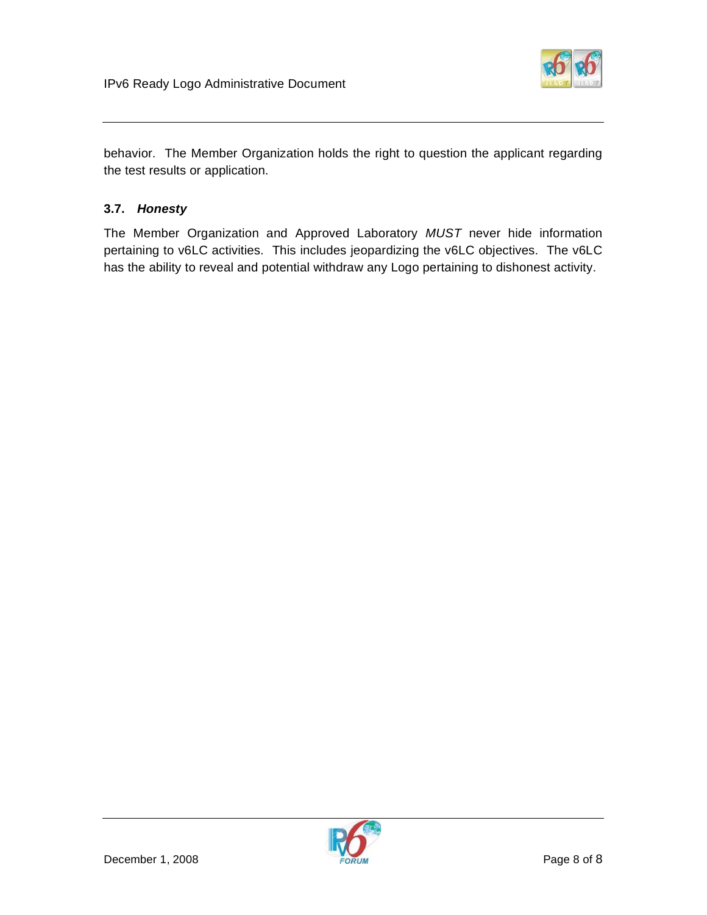behavior. The Member Organization holds the right to question the applicant regarding the test results or application.

### 3.7. ***Honesty***

The Member Organization and Approved Laboratory *MUST* never hide information pertaining to v6LC activities. This includes jeopardizing the v6LC objectives. The v6LC has the ability to reveal and potential withdraw any Logo pertaining to dishonest activity.